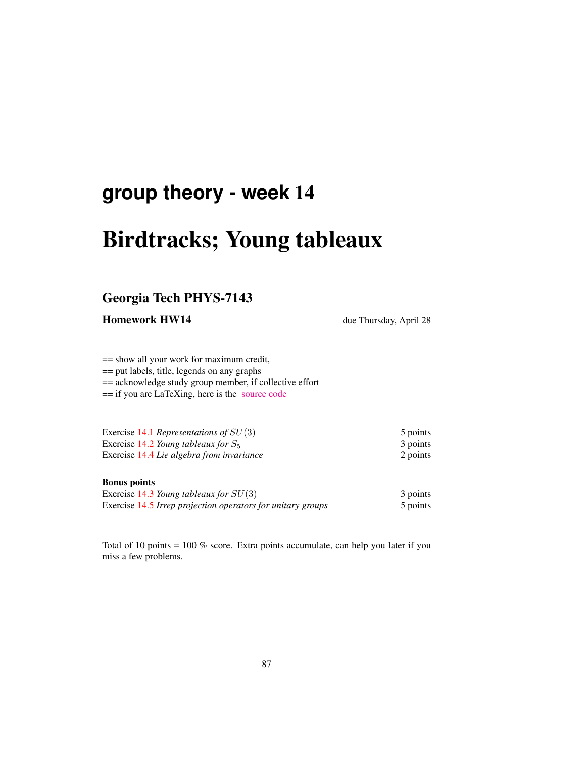# group theory - week 14

# Birdtracks; Young tableaux

## Georgia Tech PHYS-7143

**Homework HW14** due Thursday, April 28

== show all your work for maximum credit,
== put labels, title, legends on any graphs
== acknowledge study group member, if collective effort
== if you are LaTeXing, here is the source code

Exercise 14.1 *Representations of $SU(3)$* 5 points
Exercise 14.2 *Young tableaux for $S_5$* 3 points
Exercise 14.4 *Lie algebra from invariance* 2 points

**Bonus points**
Exercise 14.3 *Young tableaux for $SU(3)$* 3 points
Exercise 14.5 *Irrep projection operators for unitary groups* 5 points

Total of 10 points = 100 % score. Extra points accumulate, can help you later if you miss a few problems.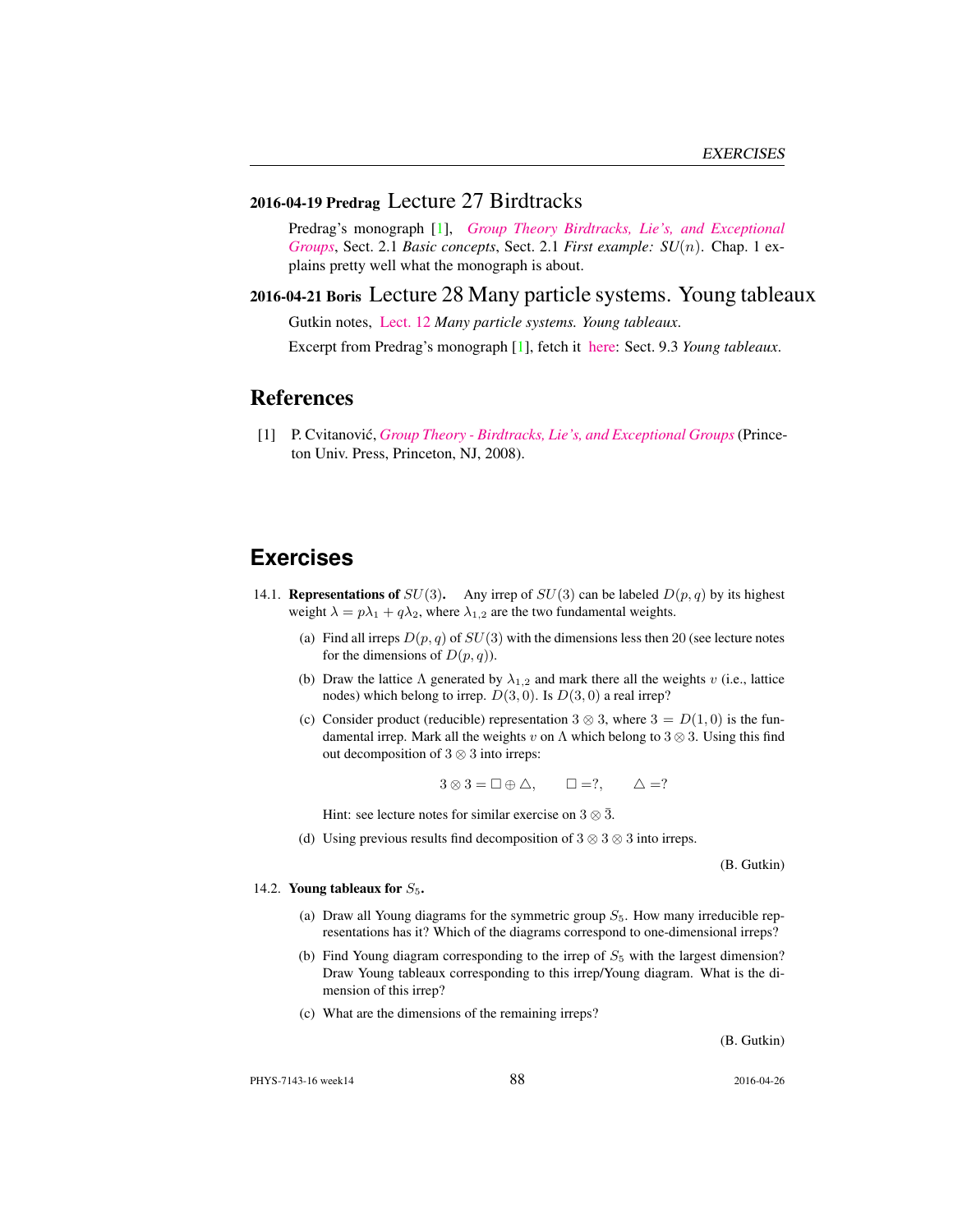## 2016-04-19 Predrag Lecture 27 Birdtracks

Predrag's monograph [1], *Group Theory Birdtracks, Lie's, and Exceptional Groups*, Sect. 2.1 *Basic concepts*, Sect. 2.1 *First example: SU(n)*. Chap. 1 explains pretty well what the monograph is about.

## 2016-04-21 Boris Lecture 28 Many particle systems. Young tableaux

Gutkin notes, Lect. 12 *Many particle systems. Young tableaux.*

Excerpt from Predrag's monograph [1], fetch it here: Sect. 9.3 *Young tableaux*.

## References

[1] P. Cvitanović, *Group Theory - Birdtracks, Lie's, and Exceptional Groups* (Princeton Univ. Press, Princeton, NJ, 2008).

## Exercises

14.1. **Representations of $SU(3)$.** Any irrep of $SU(3)$ can be labeled $D(p,q)$ by its highest weight $\lambda = p\lambda_1 + q\lambda_2$, where $\lambda_{1,2}$ are the two fundamental weights.

(a) Find all irreps $D(p,q)$ of $SU(3)$ with the dimensions less then 20 (see lecture notes for the dimensions of $D(p,q)$).

(b) Draw the lattice $\Lambda$ generated by $\lambda_{1,2}$ and mark there all the weights $v$ (i.e., lattice nodes) which belong to irrep. $D(3,0)$. Is $D(3,0)$ a real irrep?

(c) Consider product (reducible) representation $3 \otimes 3$, where $3 = D(1,0)$ is the fundamental irrep. Mark all the weights $v$ on $\Lambda$ which belong to $3 \otimes 3$. Using this find out decomposition of $3 \otimes 3$ into irreps:

$$3 \otimes 3 = \Box \oplus \triangle, \qquad \Box = ?, \qquad \triangle = ?$$

Hint: see lecture notes for similar exercise on $3 \otimes \bar{3}$.

(d) Using previous results find decomposition of $3 \otimes 3 \otimes 3$ into irreps.

(B. Gutkin)

14.2. **Young tableaux for $S_5$.**

(a) Draw all Young diagrams for the symmetric group $S_5$. How many irreducible representations has it? Which of the diagrams correspond to one-dimensional irreps?

(b) Find Young diagram corresponding to the irrep of $S_5$ with the largest dimension? Draw Young tableaux corresponding to this irrep/Young diagram. What is the dimension of this irrep?

(c) What are the dimensions of the remaining irreps?

(B. Gutkin)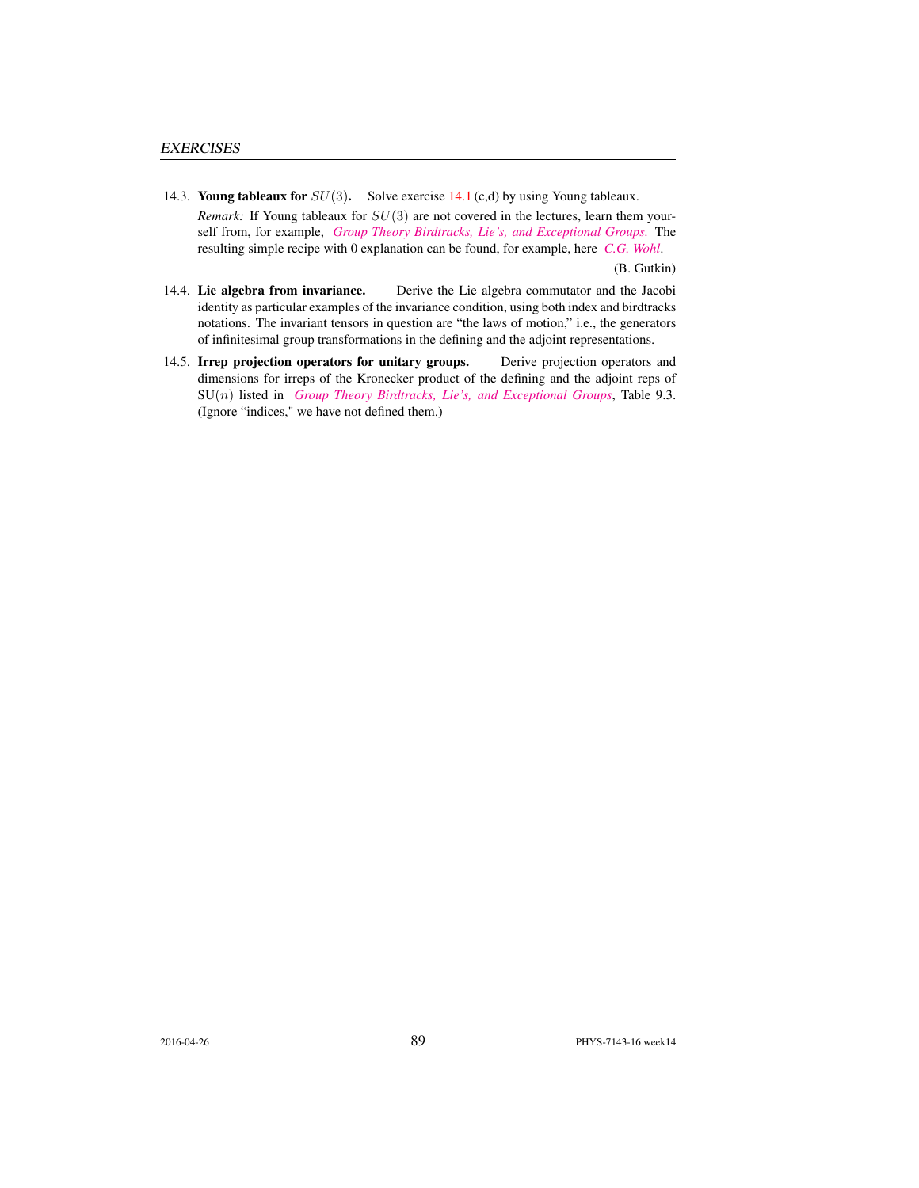*EXERCISES*

14.3. **Young tableaux for $SU(3)$.** Solve exercise 14.1 (c,d) by using Young tableaux.

*Remark:* If Young tableaux for $SU(3)$ are not covered in the lectures, learn them yourself from, for example, *Group Theory Birdtracks, Lie's, and Exceptional Groups.* The resulting simple recipe with 0 explanation can be found, for example, here *C.G. Wohl*.

(B. Gutkin)

14.4. **Lie algebra from invariance.** Derive the Lie algebra commutator and the Jacobi identity as particular examples of the invariance condition, using both index and birdtracks notations. The invariant tensors in question are "the laws of motion," i.e., the generators of infinitesimal group transformations in the defining and the adjoint representations.

14.5. **Irrep projection operators for unitary groups.** Derive projection operators and dimensions for irreps of the Kronecker product of the defining and the adjoint reps of SU($n$) listed in *Group Theory Birdtracks, Lie's, and Exceptional Groups*, Table 9.3. (Ignore "indices," we have not defined them.)